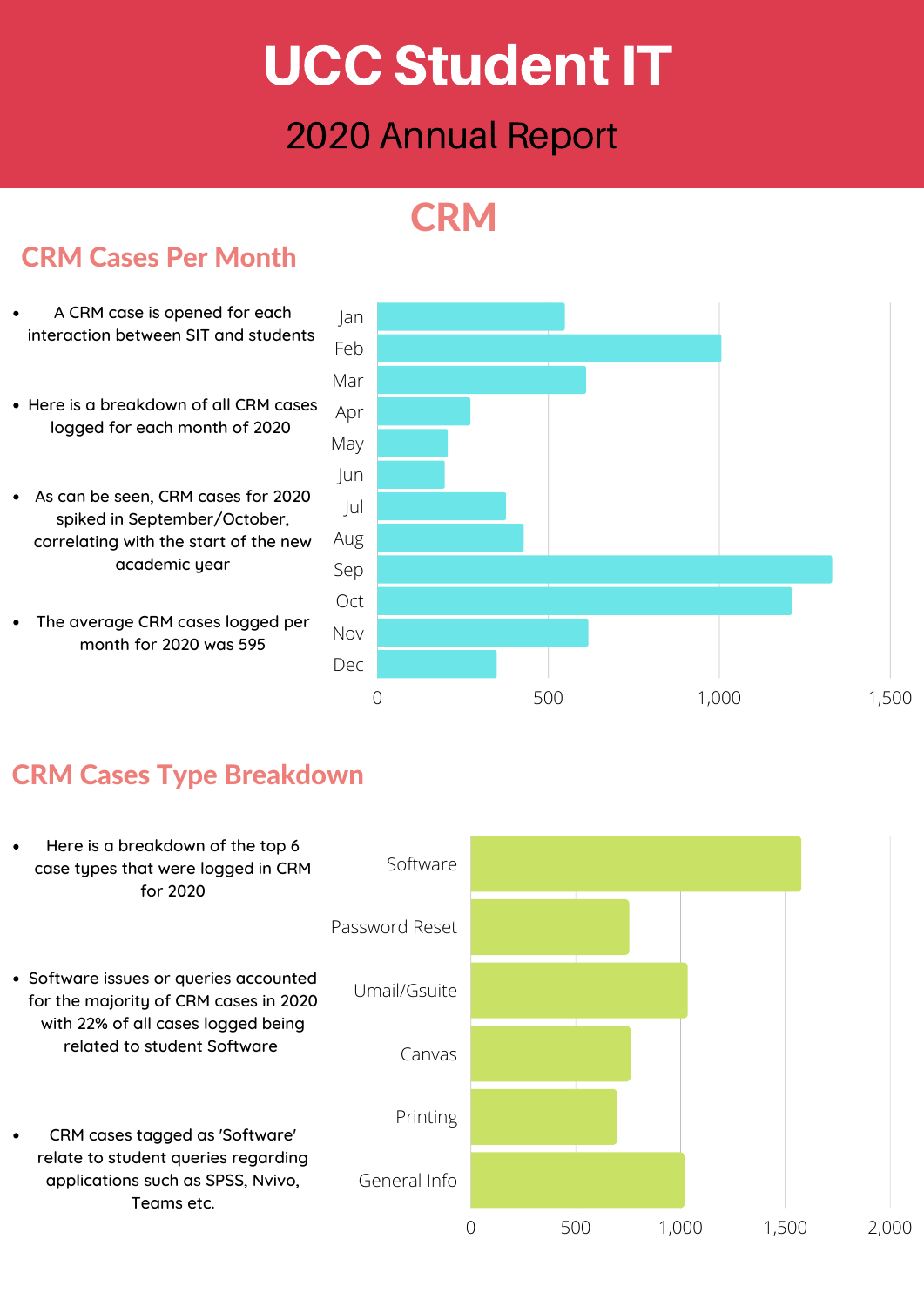# UCC Student IT

## 2020 Annual Report

## CRM

### CRM Cases Per Month

- A CRM case is opened for each interaction between SIT and students
- Here is a breakdown of all CRM cases logged for each month of 2020
- As can be seen, CRM cases for 2020 spiked in September/October, correlating with the start of the new academic year
- The average CRM cases logged per month for 2020 was 595

Jan
Feb
Mar
Apr
May
Jun
Jul
Aug
Sep
Oct
Nov
Dec

0 500 1,000 1,500

### CRM Cases Type Breakdown

- Here is a breakdown of the top 6 case types that were logged in CRM for 2020
- Software issues or queries accounted for the majority of CRM cases in 2020 with 22% of all cases logged being related to student Software
- CRM cases tagged as 'Software' relate to student queries regarding applications such as SPSS, Nvivo, Teams etc.

Software
Password Reset
Umail/Gsuite
Canvas
Printing
General Info

0 500 1,000 1,500 2,000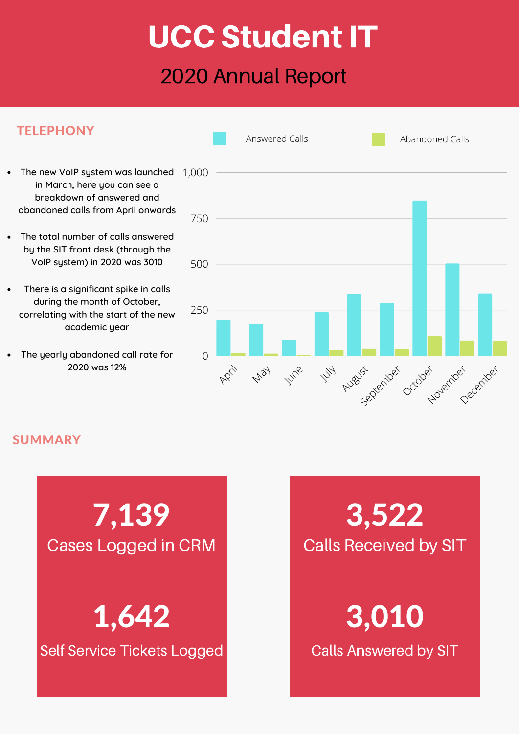# UCC Student IT

## 2020 Annual Report

### TELEPHONY

- The new VoIP system was launched in March, here you can see a breakdown of answered and abandoned calls from April onwards
- The total number of calls answered by the SIT front desk (through the VoIP system) in 2020 was 3010
- There is a significant spike in calls during the month of October, correlating with the start of the new academic year
- The yearly abandoned call rate for 2020 was 12%

Answered Calls
Abandoned Calls

1,000
750
500
250
0

April
May
June
July
August
September
October
November
December

### SUMMARY

**7,139**
Cases Logged in CRM

**3,522**
Calls Received by SIT

**1,642**
Self Service Tickets Logged

**3,010**
Calls Answered by SIT